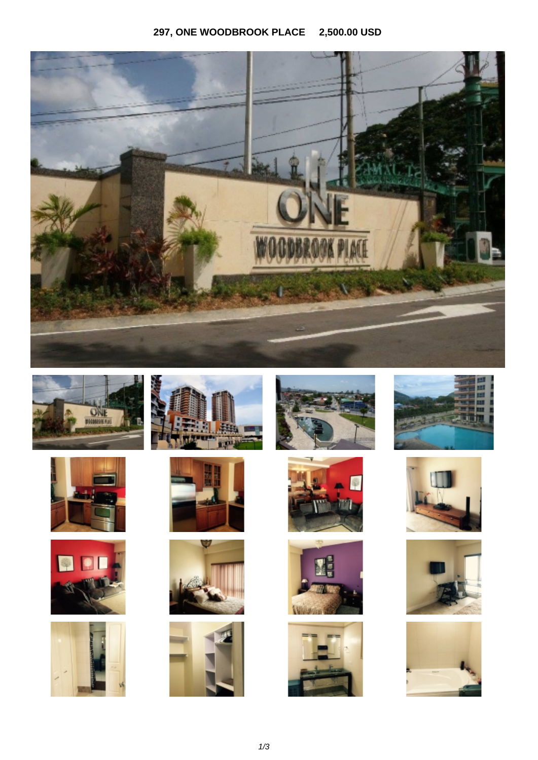**297, ONE WOODBROOK PLACE 2,500.00 USD**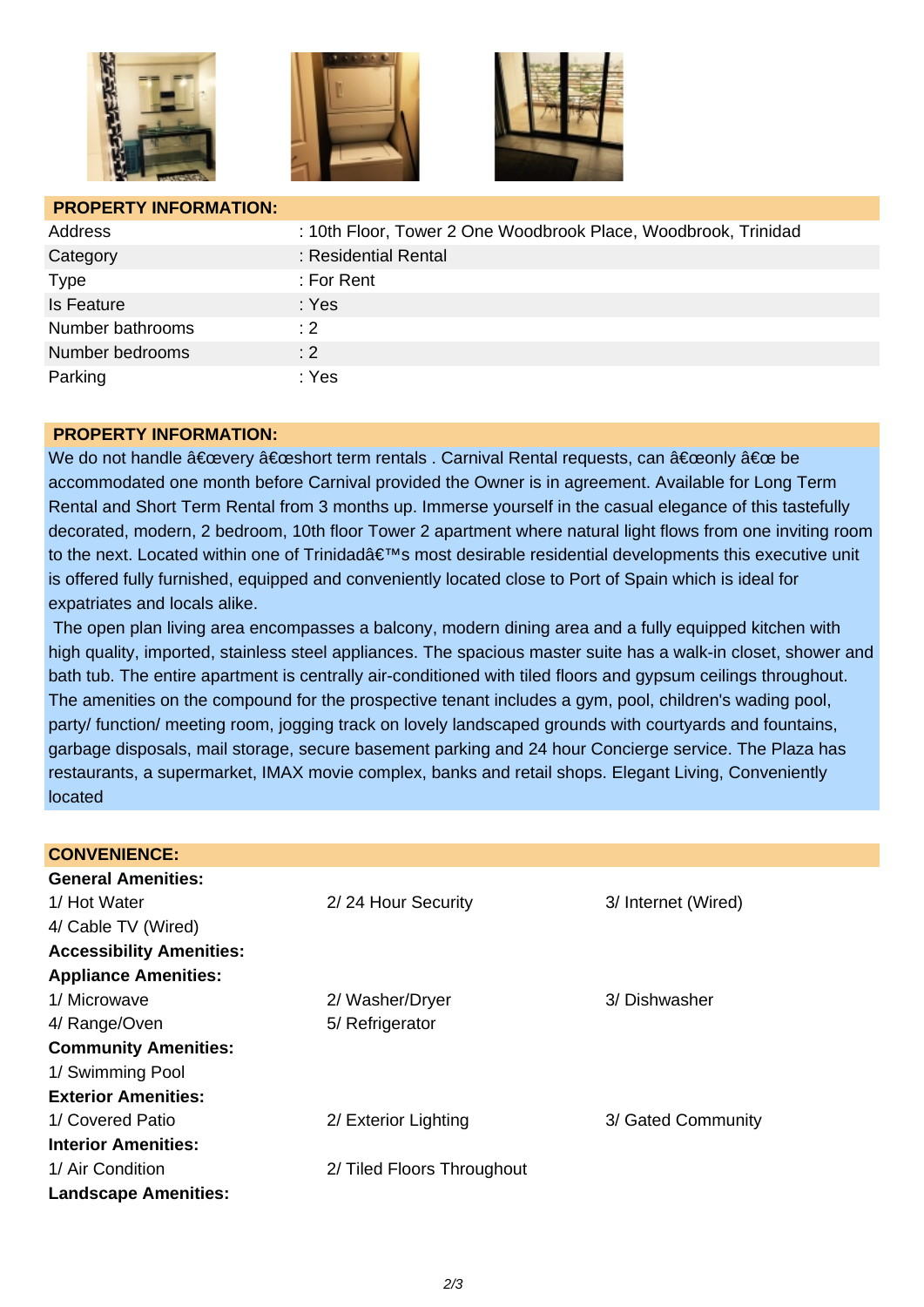## PROPERTY INFORMATION:

| | |
|---|---|
| Address | : 10th Floor, Tower 2 One Woodbrook Place, Woodbrook, Trinidad |
| Category | : Residential Rental |
| Type | : For Rent |
| Is Feature | : Yes |
| Number bathrooms | : 2 |
| Number bedrooms | : 2 |
| Parking | : Yes |

## PROPERTY INFORMATION:

We do not handle â€œevery â€œshort term rentals . Carnival Rental requests, can â€œonly â€œ be accommodated one month before Carnival provided the Owner is in agreement. Available for Long Term Rental and Short Term Rental from 3 months up. Immerse yourself in the casual elegance of this tastefully decorated, modern, 2 bedroom, 10th floor Tower 2 apartment where natural light flows from one inviting room to the next. Located within one of Trinidadâ€™s most desirable residential developments this executive unit is offered fully furnished, equipped and conveniently located close to Port of Spain which is ideal for expatriates and locals alike.

The open plan living area encompasses a balcony, modern dining area and a fully equipped kitchen with high quality, imported, stainless steel appliances. The spacious master suite has a walk-in closet, shower and bath tub. The entire apartment is centrally air-conditioned with tiled floors and gypsum ceilings throughout. The amenities on the compound for the prospective tenant includes a gym, pool, children's wading pool, party/ function/ meeting room, jogging track on lovely landscaped grounds with courtyards and fountains, garbage disposals, mail storage, secure basement parking and 24 hour Concierge service. The Plaza has restaurants, a supermarket, IMAX movie complex, banks and retail shops. Elegant Living, Conveniently located

## CONVENIENCE:

**General Amenities:**

1/ Hot Water
2/ 24 Hour Security
3/ Internet (Wired)
4/ Cable TV (Wired)

**Accessibility Amenities:**

**Appliance Amenities:**

1/ Microwave
2/ Washer/Dryer
3/ Dishwasher
4/ Range/Oven
5/ Refrigerator

**Community Amenities:**

1/ Swimming Pool

**Exterior Amenities:**

1/ Covered Patio
2/ Exterior Lighting
3/ Gated Community

**Interior Amenities:**

1/ Air Condition
2/ Tiled Floors Throughout

**Landscape Amenities:**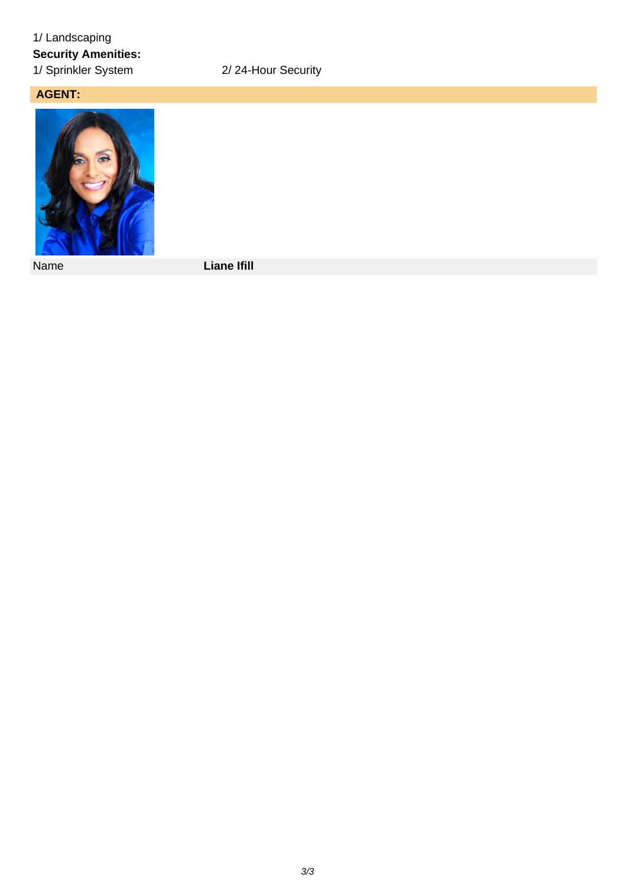1/ Landscaping

**Security Amenities:**

1/ Sprinkler System
2/ 24-Hour Security

**AGENT:**

| | |
|---|---|
| Name | **Liane Ifill** |